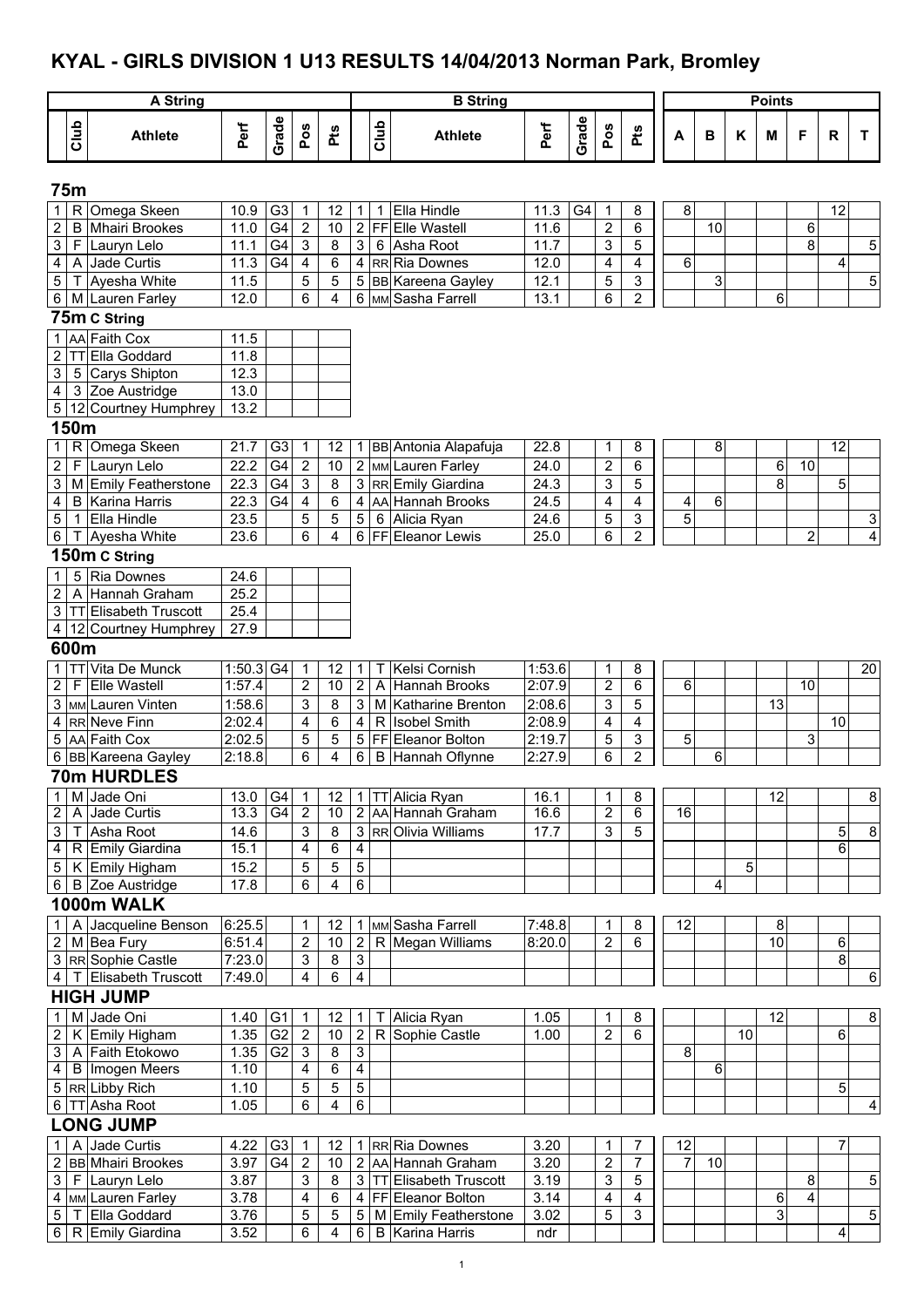# KYAL - GIRLS DIVISION 1 U13 RESULTS 14/04/2013 Norman Park, Bromley

### 75m

| | Club | Athlete | Perf | Grade | Pos | Pts | | Club | Athlete | Perf | Grade | Pos | Pts | A | B | K | M | F | R | T |
|---|---|---|---|---|---|---|---|---|---|---|---|---|---|---|---|---|---|---|---|---|
| 1 | R | Omega Skeen | 10.9 | G3 | 1 | 12 | 1 | 1 | Ella Hindle | 11.3 | G4 | 1 | 8 | 8 | | | | | 12 | |
| 2 | B | Mhairi Brookes | 11.0 | G4 | 2 | 10 | 2 | FF | Elle Wastell | 11.6 | | 2 | 6 | | 10 | | | 6 | | |
| 3 | F | Lauryn Lelo | 11.1 | G4 | 3 | 8 | 3 | 6 | Asha Root | 11.7 | | 3 | 5 | | | | | 8 | | 5 |
| 4 | A | Jade Curtis | 11.3 | G4 | 4 | 6 | 4 | RR | Ria Downes | 12.0 | | 4 | 4 | 6 | | | | | 4 | |
| 5 | T | Ayesha White | 11.5 | | 5 | 5 | 5 | BB | Kareena Gayley | 12.1 | | 5 | 3 | | 3 | | | | | 5 |
| 6 | M | Lauren Farley | 12.0 | | 6 | 4 | 6 | MM | Sasha Farrell | 13.1 | | 6 | 2 | | | | 6 | | | |

### 75m C String

| | Club | Athlete | Perf |
|---|---|---|---|
| 1 | AA | Faith Cox | 11.5 |
| 2 | TT | Ella Goddard | 11.8 |
| 3 | 5 | Carys Shipton | 12.3 |
| 4 | 3 | Zoe Austridge | 13.0 |
| 5 | 12 | Courtney Humphrey | 13.2 |

### 150m

| | Club | Athlete | Perf | Grade | Pos | Pts | | Club | Athlete | Perf | Grade | Pos | Pts | A | B | K | M | F | R | T |
|---|---|---|---|---|---|---|---|---|---|---|---|---|---|---|---|---|---|---|---|---|
| 1 | R | Omega Skeen | 21.7 | G3 | 1 | 12 | 1 | BB | Antonia Alapafuja | 22.8 | | 1 | 8 | | 8 | | | | 12 | |
| 2 | F | Lauryn Lelo | 22.2 | G4 | 2 | 10 | 2 | MM | Lauren Farley | 24.0 | | 2 | 6 | | | | 6 | 10 | | |
| 3 | M | Emily Featherstone | 22.3 | G4 | 3 | 8 | 3 | RR | Emily Giardina | 24.3 | | 3 | 5 | | | | 8 | | 5 | |
| 4 | B | Karina Harris | 22.3 | G4 | 4 | 6 | 4 | AA | Hannah Brooks | 24.5 | | 4 | 4 | 4 | 6 | | | | | |
| 5 | 1 | Ella Hindle | 23.5 | | 5 | 5 | 5 | 6 | Alicia Ryan | 24.6 | | 5 | 3 | 5 | | | | | | 3 |
| 6 | T | Ayesha White | 23.6 | | 6 | 4 | 6 | FF | Eleanor Lewis | 25.0 | | 6 | 2 | | | | | 2 | | 4 |

### 150m C String

| | Club | Athlete | Perf |
|---|---|---|---|
| 1 | 5 | Ria Downes | 24.6 |
| 2 | A | Hannah Graham | 25.2 |
| 3 | TT | Elisabeth Truscott | 25.4 |
| 4 | 12 | Courtney Humphrey | 27.9 |

### 600m

| | Club | Athlete | Perf | Grade | Pos | Pts | | Club | Athlete | Perf | Grade | Pos | Pts | A | B | K | M | F | R | T |
|---|---|---|---|---|---|---|---|---|---|---|---|---|---|---|---|---|---|---|---|---|
| 1 | TT | Vita De Munck | 1:50.3 | G4 | 1 | 12 | 1 | T | Kelsi Cornish | 1:53.6 | | 1 | 8 | | | | | | | 20 |
| 2 | F | Elle Wastell | 1:57.4 | | 2 | 10 | 2 | A | Hannah Brooks | 2:07.9 | | 2 | 6 | 6 | | | | 10 | | |
| 3 | MM | Lauren Vinten | 1:58.6 | | 3 | 8 | 3 | M | Katharine Brenton | 2:08.6 | | 3 | 5 | | | | 13 | | | |
| 4 | RR | Neve Finn | 2:02.4 | | 4 | 6 | 4 | R | Isobel Smith | 2:08.9 | | 4 | 4 | | | | | | 10 | |
| 5 | AA | Faith Cox | 2:02.5 | | 5 | 5 | 5 | FF | Eleanor Bolton | 2:19.7 | | 5 | 3 | 5 | | | | 3 | | |
| 6 | BB | Kareena Gayley | 2:18.8 | | 6 | 4 | 6 | B | Hannah Oflynne | 2:27.9 | | 6 | 2 | | 6 | | | | | |

### 70m HURDLES

| | Club | Athlete | Perf | Grade | Pos | Pts | | Club | Athlete | Perf | Grade | Pos | Pts | A | B | K | M | F | R | T |
|---|---|---|---|---|---|---|---|---|---|---|---|---|---|---|---|---|---|---|---|---|
| 1 | M | Jade Oni | 13.0 | G4 | 1 | 12 | 1 | TT | Alicia Ryan | 16.1 | | 1 | 8 | | | | 12 | | | 8 |
| 2 | A | Jade Curtis | 13.3 | G4 | 2 | 10 | 2 | AA | Hannah Graham | 16.6 | | 2 | 6 | 16 | | | | | | |
| 3 | T | Asha Root | 14.6 | | 3 | 8 | 3 | RR | Olivia Williams | 17.7 | | 3 | 5 | | | | | | 5 | 8 |
| 4 | R | Emily Giardina | 15.1 | | 4 | 6 | 4 | | | | | | | | | | | | 6 | |
| 5 | K | Emily Higham | 15.2 | | 5 | 5 | 5 | | | | | | | | | 5 | | | | |
| 6 | B | Zoe Austridge | 17.8 | | 6 | 4 | 6 | | | | | | | | 4 | | | | | |

### 1000m WALK

| | Club | Athlete | Perf | Grade | Pos | Pts | | Club | Athlete | Perf | Grade | Pos | Pts | A | B | K | M | F | R | T |
|---|---|---|---|---|---|---|---|---|---|---|---|---|---|---|---|---|---|---|---|---|
| 1 | A | Jacqueline Benson | 6:25.5 | | 1 | 12 | 1 | MM | Sasha Farrell | 7:48.8 | | 1 | 8 | 12 | | | 8 | | | |
| 2 | M | Bea Fury | 6:51.4 | | 2 | 10 | 2 | R | Megan Williams | 8:20.0 | | 2 | 6 | | | | 10 | | 6 | |
| 3 | RR | Sophie Castle | 7:23.0 | | 3 | 8 | 3 | | | | | | | | | | | | 8 | |
| 4 | T | Elisabeth Truscott | 7:49.0 | | 4 | 6 | 4 | | | | | | | | | | | | | 6 |

### HIGH JUMP

| | Club | Athlete | Perf | Grade | Pos | Pts | | Club | Athlete | Perf | Grade | Pos | Pts | A | B | K | M | F | R | T |
|---|---|---|---|---|---|---|---|---|---|---|---|---|---|---|---|---|---|---|---|---|
| 1 | M | Jade Oni | 1.40 | G1 | 1 | 12 | 1 | T | Alicia Ryan | 1.05 | | 1 | 8 | | | | 12 | | | 8 |
| 2 | K | Emily Higham | 1.35 | G2 | 2 | 10 | 2 | R | Sophie Castle | 1.00 | | 2 | 6 | | | 10 | | | 6 | |
| 3 | A | Faith Etokowo | 1.35 | G2 | 3 | 8 | 3 | | | | | | | 8 | | | | | | |
| 4 | B | Imogen Meers | 1.10 | | 4 | 6 | 4 | | | | | | | | 6 | | | | | |
| 5 | RR | Libby Rich | 1.10 | | 5 | 5 | 5 | | | | | | | | | | | | 5 | |
| 6 | TT | Asha Root | 1.05 | | 6 | 4 | 6 | | | | | | | | | | | | | 4 |

### LONG JUMP

| | Club | Athlete | Perf | Grade | Pos | Pts | | Club | Athlete | Perf | Grade | Pos | Pts | A | B | K | M | F | R | T |
|---|---|---|---|---|---|---|---|---|---|---|---|---|---|---|---|---|---|---|---|---|
| 1 | A | Jade Curtis | 4.22 | G3 | 1 | 12 | 1 | RR | Ria Downes | 3.20 | | 1 | 7 | 12 | | | | | 7 | |
| 2 | BB | Mhairi Brookes | 3.97 | G4 | 2 | 10 | 2 | AA | Hannah Graham | 3.20 | | 2 | 7 | 7 | 10 | | | | | |
| 3 | F | Lauryn Lelo | 3.87 | | 3 | 8 | 3 | TT | Elisabeth Truscott | 3.19 | | 3 | 5 | | | | | 8 | | 5 |
| 4 | MM | Lauren Farley | 3.78 | | 4 | 6 | 4 | FF | Eleanor Bolton | 3.14 | | 4 | 4 | | | | 6 | 4 | | |
| 5 | T | Ella Goddard | 3.76 | | 5 | 5 | 5 | M | Emily Featherstone | 3.02 | | 5 | 3 | | | | 3 | | | 5 |
| 6 | R | Emily Giardina | 3.52 | | 6 | 4 | 6 | B | Karina Harris | ndr | | | | | | | | | 4 | |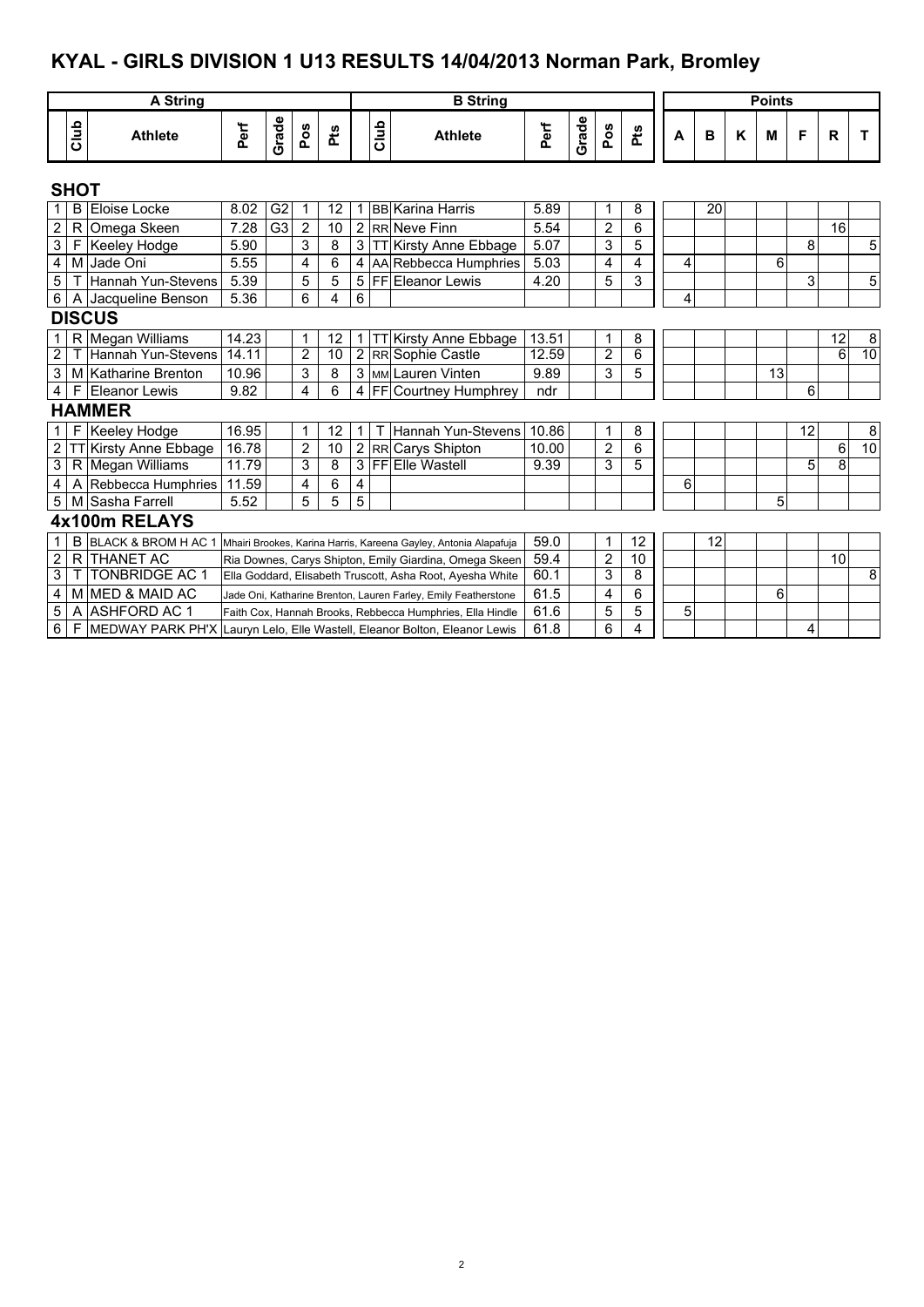# KYAL - GIRLS DIVISION 1 U13 RESULTS 14/04/2013 Norman Park, Bromley

| A String | | | | | | | | B String | | | | | | | Points | | | | | | |
|---|---|---|---|---|---|---|---|---|---|---|---|---|---|---|---|---|---|---|---|---|---|
| | Club | Athlete | Perf | Grade | Pos | Pts | | Club | Athlete | Perf | Grade | Pos | Pts | A | B | K | M | F | R | T |
| **SHOT** | | | | | | | | | | | | | | | | | | | | |
| 1 | B | Eloise Locke | 8.02 | G2 | 1 | 12 | 1 | BB | Karina Harris | 5.89 | | 1 | 8 | | 20 | | | | | |
| 2 | R | Omega Skeen | 7.28 | G3 | 2 | 10 | 2 | RR | Neve Finn | 5.54 | | 2 | 6 | | | | | | 16 | |
| 3 | F | Keeley Hodge | 5.90 | | 3 | 8 | 3 | TT | Kirsty Anne Ebbage | 5.07 | | 3 | 5 | | | | | 8 | | 5 |
| 4 | M | Jade Oni | 5.55 | | 4 | 6 | 4 | AA | Rebbecca Humphries | 5.03 | | 4 | 4 | 4 | | | 6 | | | |
| 5 | T | Hannah Yun-Stevens | 5.39 | | 5 | 5 | 5 | FF | Eleanor Lewis | 4.20 | | 5 | 3 | | | | | 3 | | 5 |
| 6 | A | Jacqueline Benson | 5.36 | | 6 | 4 | 6 | | | | | | | 4 | | | | | | |
| **DISCUS** | | | | | | | | | | | | | | | | | | | | |
| 1 | R | Megan Williams | 14.23 | | 1 | 12 | 1 | TT | Kirsty Anne Ebbage | 13.51 | | 1 | 8 | | | | | | 12 | 8 |
| 2 | T | Hannah Yun-Stevens | 14.11 | | 2 | 10 | 2 | RR | Sophie Castle | 12.59 | | 2 | 6 | | | | | | 6 | 10 |
| 3 | M | Katharine Brenton | 10.96 | | 3 | 8 | 3 | MM | Lauren Vinten | 9.89 | | 3 | 5 | | | | 13 | | | |
| 4 | F | Eleanor Lewis | 9.82 | | 4 | 6 | 4 | FF | Courtney Humphrey | ndr | | | | | | | | 6 | | |
| **HAMMER** | | | | | | | | | | | | | | | | | | | | |
| 1 | F | Keeley Hodge | 16.95 | | 1 | 12 | 1 | T | Hannah Yun-Stevens | 10.86 | | 1 | 8 | | | | | 12 | | 8 |
| 2 | TT | Kirsty Anne Ebbage | 16.78 | | 2 | 10 | 2 | RR | Carys Shipton | 10.00 | | 2 | 6 | | | | | | 6 | 10 |
| 3 | R | Megan Williams | 11.79 | | 3 | 8 | 3 | FF | Elle Wastell | 9.39 | | 3 | 5 | | | | | 5 | 8 | |
| 4 | A | Rebbecca Humphries | 11.59 | | 4 | 6 | 4 | | | | | | | 6 | | | | | | |
| 5 | M | Sasha Farrell | 5.52 | | 5 | 5 | 5 | | | | | | | | | | 5 | | | |
| **4x100m RELAYS** | | | | | | | | | | | | | | | | | | | | |
| 1 | B | BLACK & BROM H AC 1 | Mhairi Brookes, Karina Harris, Kareena Gayley, Antonia Alapafuja | | | | | | | 59.0 | | 1 | 12 | | 12 | | | | | |
| 2 | R | THANET AC | Ria Downes, Carys Shipton, Emily Giardina, Omega Skeen | | | | | | | 59.4 | | 2 | 10 | | | | | | 10 | |
| 3 | T | TONBRIDGE AC 1 | Ella Goddard, Elisabeth Truscott, Asha Root, Ayesha White | | | | | | | 60.1 | | 3 | 8 | | | | | | | 8 |
| 4 | M | MED & MAID AC | Jade Oni, Katharine Brenton, Lauren Farley, Emily Featherstone | | | | | | | 61.5 | | 4 | 6 | | | | 6 | | | |
| 5 | A | ASHFORD AC 1 | Faith Cox, Hannah Brooks, Rebbecca Humphries, Ella Hindle | | | | | | | 61.6 | | 5 | 5 | 5 | | | | | | |
| 6 | F | MEDWAY PARK PH'X | Lauryn Lelo, Elle Wastell, Eleanor Bolton, Eleanor Lewis | | | | | | | 61.8 | | 6 | 4 | | | | | 4 | | |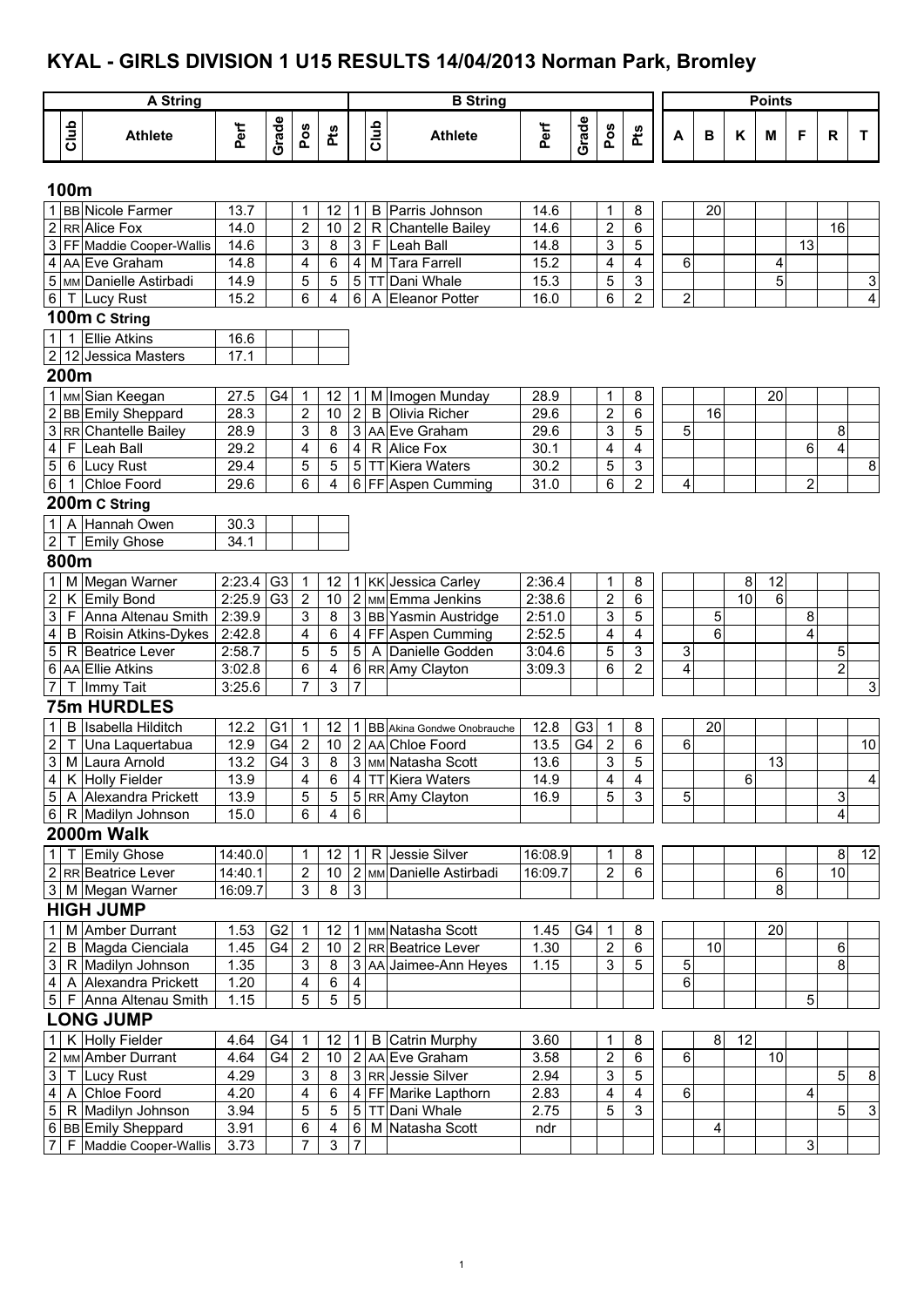# KYAL - GIRLS DIVISION 1 U15 RESULTS 14/04/2013 Norman Park, Bromley

| A String | | | | | | | B String | | | | | | | Points | | | | | | |
|---|---|---|---|---|---|---|---|---|---|---|---|---|---|---|---|---|---|---|---|---|
| | Club | Athlete | Perf | Grade | Pos | Pts | | Club | Athlete | Perf | Grade | Pos | Pts | A | B | K | M | F | R | T |
| **100m** | | | | | | | | | | | | | | | | | | | | |
| 1 | BB | Nicole Farmer | 13.7 | | 1 | 12 | 1 | B | Parris Johnson | 14.6 | | 1 | 8 | | 20 | | | | | |
| 2 | RR | Alice Fox | 14.0 | | 2 | 10 | 2 | R | Chantelle Bailey | 14.6 | | 2 | 6 | | | | | | 16 | |
| 3 | FF | Maddie Cooper-Wallis | 14.6 | | 3 | 8 | 3 | F | Leah Ball | 14.8 | | 3 | 5 | | | | | 13 | | |
| 4 | AA | Eve Graham | 14.8 | | 4 | 6 | 4 | M | Tara Farrell | 15.2 | | 4 | 4 | 6 | | | 4 | | | |
| 5 | MM | Danielle Astirbadi | 14.9 | | 5 | 5 | 5 | TT | Dani Whale | 15.3 | | 5 | 3 | | | | 5 | | | 3 |
| 6 | T | Lucy Rust | 15.2 | | 6 | 4 | 6 | A | Eleanor Potter | 16.0 | | 6 | 2 | 2 | | | | | | 4 |
| **100m C String** | | | | | | | | | | | | | | | | | | | | |
| 1 | 1 | Ellie Atkins | 16.6 | | | | | | | | | | | | | | | | | |
| 2 | 12 | Jessica Masters | 17.1 | | | | | | | | | | | | | | | | | |
| **200m** | | | | | | | | | | | | | | | | | | | | |
| 1 | MM | Sian Keegan | 27.5 | G4 | 1 | 12 | 1 | M | Imogen Munday | 28.9 | | 1 | 8 | | | | 20 | | | |
| 2 | BB | Emily Sheppard | 28.3 | | 2 | 10 | 2 | B | Olivia Richer | 29.6 | | 2 | 6 | | 16 | | | | | |
| 3 | RR | Chantelle Bailey | 28.9 | | 3 | 8 | 3 | AA | Eve Graham | 29.6 | | 3 | 5 | 5 | | | | | 8 | |
| 4 | F | Leah Ball | 29.2 | | 4 | 6 | 4 | R | Alice Fox | 30.1 | | 4 | 4 | | | | | 6 | 4 | |
| 5 | 6 | Lucy Rust | 29.4 | | 5 | 5 | 5 | TT | Kiera Waters | 30.2 | | 5 | 3 | | | | | | | 8 |
| 6 | 1 | Chloe Foord | 29.6 | | 6 | 4 | 6 | FF | Aspen Cumming | 31.0 | | 6 | 2 | 4 | | | | 2 | | |
| **200m C String** | | | | | | | | | | | | | | | | | | | | |
| 1 | A | Hannah Owen | 30.3 | | | | | | | | | | | | | | | | | |
| 2 | T | Emily Ghose | 34.1 | | | | | | | | | | | | | | | | | |
| **800m** | | | | | | | | | | | | | | | | | | | | |
| 1 | M | Megan Warner | 2:23.4 | G3 | 1 | 12 | 1 | KK | Jessica Carley | 2:36.4 | | 1 | 8 | | | 8 | 12 | | | |
| 2 | K | Emily Bond | 2:25.9 | G3 | 2 | 10 | 2 | MM | Emma Jenkins | 2:38.6 | | 2 | 6 | | | 10 | 6 | | | |
| 3 | F | Anna Altenau Smith | 2:39.9 | | 3 | 8 | 3 | BB | Yasmin Austridge | 2:51.0 | | 3 | 5 | | 5 | | | 8 | | |
| 4 | B | Roisin Atkins-Dykes | 2:42.8 | | 4 | 6 | 4 | FF | Aspen Cumming | 2:52.5 | | 4 | 4 | | 6 | | | 4 | | |
| 5 | R | Beatrice Lever | 2:58.7 | | 5 | 5 | 5 | A | Danielle Godden | 3:04.6 | | 5 | 3 | 3 | | | | | 5 | |
| 6 | AA | Ellie Atkins | 3:02.8 | | 6 | 4 | 6 | RR | Amy Clayton | 3:09.3 | | 6 | 2 | 4 | | | | | 2 | |
| 7 | T | Immy Tait | 3:25.6 | | 7 | 3 | 7 | | | | | | | | | | | | | 3 |
| **75m HURDLES** | | | | | | | | | | | | | | | | | | | | |
| 1 | B | Isabella Hilditch | 12.2 | G1 | 1 | 12 | 1 | BB | Akina Gondwe Onobrauche | 12.8 | G3 | 1 | 8 | | 20 | | | | | |
| 2 | T | Una Laquertabua | 12.9 | G4 | 2 | 10 | 2 | AA | Chloe Foord | 13.5 | G4 | 2 | 6 | 6 | | | | | | 10 |
| 3 | M | Laura Arnold | 13.2 | G4 | 3 | 8 | 3 | MM | Natasha Scott | 13.6 | | 3 | 5 | | | | 13 | | | |
| 4 | K | Holly Fielder | 13.9 | | 4 | 6 | 4 | TT | Kiera Waters | 14.9 | | 4 | 4 | | | 6 | | | | 4 |
| 5 | A | Alexandra Prickett | 13.9 | | 5 | 5 | 5 | RR | Amy Clayton | 16.9 | | 5 | 3 | 5 | | | | | 3 | |
| 6 | R | Madilyn Johnson | 15.0 | | 6 | 4 | 6 | | | | | | | | | | | | 4 | |
| **2000m Walk** | | | | | | | | | | | | | | | | | | | | |
| 1 | T | Emily Ghose | 14:40.0 | | 1 | 12 | 1 | R | Jessie Silver | 16:08.9 | | 1 | 8 | | | | | | 8 | 12 |
| 2 | RR | Beatrice Lever | 14:40.1 | | 2 | 10 | 2 | MM | Danielle Astirbadi | 16:09.7 | | 2 | 6 | | | | 6 | | 10 | |
| 3 | M | Megan Warner | 16:09.7 | | 3 | 8 | 3 | | | | | | | | | | 8 | | | |
| **HIGH JUMP** | | | | | | | | | | | | | | | | | | | | |
| 1 | M | Amber Durrant | 1.53 | G2 | 1 | 12 | 1 | MM | Natasha Scott | 1.45 | G4 | 1 | 8 | | | | 20 | | | |
| 2 | B | Magda Cienciala | 1.45 | G4 | 2 | 10 | 2 | RR | Beatrice Lever | 1.30 | | 2 | 6 | | 10 | | | | 6 | |
| 3 | R | Madilyn Johnson | 1.35 | | 3 | 8 | 3 | AA | Jaimee-Ann Heyes | 1.15 | | 3 | 5 | 5 | | | | | 8 | |
| 4 | A | Alexandra Prickett | 1.20 | | 4 | 6 | 4 | | | | | | | 6 | | | | | | |
| 5 | F | Anna Altenau Smith | 1.15 | | 5 | 5 | 5 | | | | | | | | | | | 5 | | |
| **LONG JUMP** | | | | | | | | | | | | | | | | | | | | |
| 1 | K | Holly Fielder | 4.64 | G4 | 1 | 12 | 1 | B | Catrin Murphy | 3.60 | | 1 | 8 | | 8 | 12 | | | | |
| 2 | MM | Amber Durrant | 4.64 | G4 | 2 | 10 | 2 | AA | Eve Graham | 3.58 | | 2 | 6 | 6 | | | 10 | | | |
| 3 | T | Lucy Rust | 4.29 | | 3 | 8 | 3 | RR | Jessie Silver | 2.94 | | 3 | 5 | | | | | | 5 | 8 |
| 4 | A | Chloe Foord | 4.20 | | 4 | 6 | 4 | FF | Marike Lapthorn | 2.83 | | 4 | 4 | 6 | | | | 4 | | |
| 5 | R | Madilyn Johnson | 3.94 | | 5 | 5 | 5 | TT | Dani Whale | 2.75 | | 5 | 3 | | | | | | 5 | 3 |
| 6 | BB | Emily Sheppard | 3.91 | | 6 | 4 | 6 | M | Natasha Scott | ndr | | | | | 4 | | | | | |
| 7 | F | Maddie Cooper-Wallis | 3.73 | | 7 | 3 | 7 | | | | | | | | | | | 3 | | |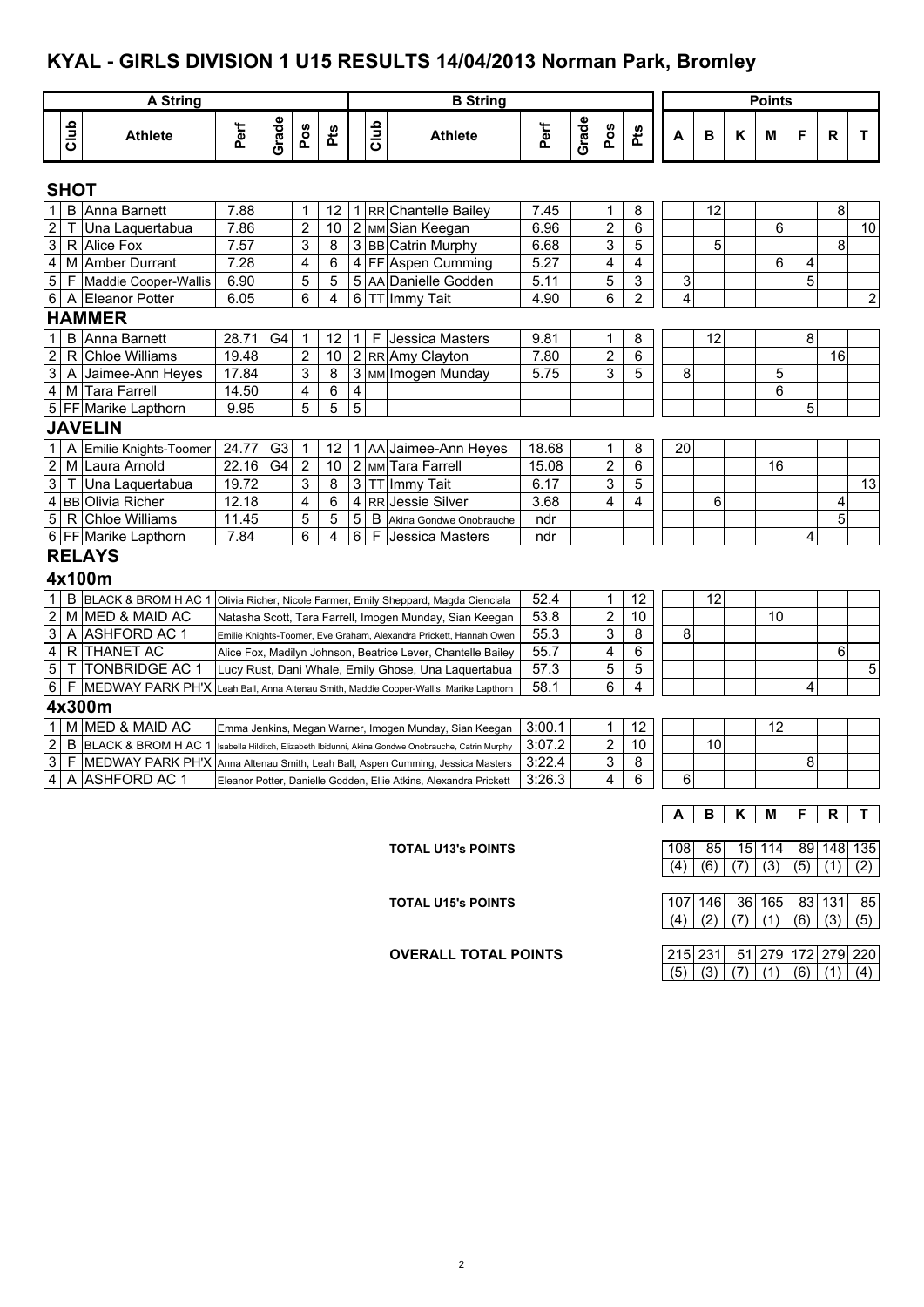# KYAL - GIRLS DIVISION 1 U15 RESULTS 14/04/2013 Norman Park, Bromley

| A String | | | | | | | B String | | | | | | | Points | | | | | | |
|---|---|---|---|---|---|---|---|---|---|---|---|---|---|---|---|---|---|---|---|---|
| | Club | Athlete | Perf | Grade | Pos | Pts | | Club | Athlete | Perf | Grade | Pos | Pts | A | B | K | M | F | R | T |
| **SHOT** | | | | | | | | | | | | | | | | | | | | |
| 1 | B | Anna Barnett | 7.88 | | 1 | 12 | 1 | RR | Chantelle Bailey | 7.45 | | 1 | 8 | | 12 | | | | 8 | |
| 2 | T | Una Laquertabua | 7.86 | | 2 | 10 | 2 | MM | Sian Keegan | 6.96 | | 2 | 6 | | | | 6 | | | 10 |
| 3 | R | Alice Fox | 7.57 | | 3 | 8 | 3 | BB | Catrin Murphy | 6.68 | | 3 | 5 | | 5 | | | | 8 | |
| 4 | M | Amber Durrant | 7.28 | | 4 | 6 | 4 | FF | Aspen Cumming | 5.27 | | 4 | 4 | | | | 6 | 4 | | |
| 5 | F | Maddie Cooper-Wallis | 6.90 | | 5 | 5 | 5 | AA | Danielle Godden | 5.11 | | 5 | 3 | 3 | | | | 5 | | |
| 6 | A | Eleanor Potter | 6.05 | | 6 | 4 | 6 | TT | Immy Tait | 4.90 | | 6 | 2 | 4 | | | | | | 2 |
| **HAMMER** | | | | | | | | | | | | | | | | | | | | |
| 1 | B | Anna Barnett | 28.71 | G4 | 1 | 12 | 1 | F | Jessica Masters | 9.81 | | 1 | 8 | | 12 | | | 8 | | |
| 2 | R | Chloe Williams | 19.48 | | 2 | 10 | 2 | RR | Amy Clayton | 7.80 | | 2 | 6 | | | | | | 16 | |
| 3 | A | Jaimee-Ann Heyes | 17.84 | | 3 | 8 | 3 | MM | Imogen Munday | 5.75 | | 3 | 5 | 8 | | | 5 | | | |
| 4 | M | Tara Farrell | 14.50 | | 4 | 6 | 4 | | | | | | | | | | 6 | | | |
| 5 | FF | Marike Lapthorn | 9.95 | | 5 | 5 | 5 | | | | | | | | | | | 5 | | |
| **JAVELIN** | | | | | | | | | | | | | | | | | | | | |
| 1 | A | Emilie Knights-Toomer | 24.77 | G3 | 1 | 12 | 1 | AA | Jaimee-Ann Heyes | 18.68 | | 1 | 8 | 20 | | | | | | |
| 2 | M | Laura Arnold | 22.16 | G4 | 2 | 10 | 2 | MM | Tara Farrell | 15.08 | | 2 | 6 | | | | 16 | | | |
| 3 | T | Una Laquertabua | 19.72 | | 3 | 8 | 3 | TT | Immy Tait | 6.17 | | 3 | 5 | | | | | | | 13 |
| 4 | BB | Olivia Richer | 12.18 | | 4 | 6 | 4 | RR | Jessie Silver | 3.68 | | 4 | 4 | | 6 | | | | 4 | |
| 5 | R | Chloe Williams | 11.45 | | 5 | 5 | 5 | B | Akina Gondwe Onobrauche | ndr | | | | | | | | | 5 | |
| 6 | FF | Marike Lapthorn | 7.84 | | 6 | 4 | 6 | F | Jessica Masters | ndr | | | | | | | | 4 | | |

## RELAYS

### 4x100m

| | Club | Team | Athletes | Perf | Pos | Pts | A | B | K | M | F | R | T |
|---|---|---|---|---|---|---|---|---|---|---|---|---|---|
| 1 | B | BLACK & BROM H AC 1 | Olivia Richer, Nicole Farmer, Emily Sheppard, Magda Cienciala | 52.4 | 1 | 12 | | 12 | | | | | |
| 2 | M | MED & MAID AC | Natasha Scott, Tara Farrell, Imogen Munday, Sian Keegan | 53.8 | 2 | 10 | | | | 10 | | | |
| 3 | A | ASHFORD AC 1 | Emilie Knights-Toomer, Eve Graham, Alexandra Prickett, Hannah Owen | 55.3 | 3 | 8 | 8 | | | | | | |
| 4 | R | THANET AC | Alice Fox, Madilyn Johnson, Beatrice Lever, Chantelle Bailey | 55.7 | 4 | 6 | | | | | | 6 | |
| 5 | T | TONBRIDGE AC 1 | Lucy Rust, Dani Whale, Emily Ghose, Una Laquertabua | 57.3 | 5 | 5 | | | | | | | 5 |
| 6 | F | MEDWAY PARK PH'X | Leah Ball, Anna Altenau Smith, Maddie Cooper-Wallis, Marike Lapthorn | 58.1 | 6 | 4 | | | | | 4 | | |

### 4x300m

| | Club | Team | Athletes | Perf | Pos | Pts | A | B | K | M | F | R | T |
|---|---|---|---|---|---|---|---|---|---|---|---|---|---|
| 1 | M | MED & MAID AC | Emma Jenkins, Megan Warner, Imogen Munday, Sian Keegan | 3:00.1 | 1 | 12 | | | | 12 | | | |
| 2 | B | BLACK & BROM H AC 1 | Isabella Hilditch, Elizabeth Ibidunni, Akina Gondwe Onobrauche, Catrin Murphy | 3:07.2 | 2 | 10 | | 10 | | | | | |
| 3 | F | MEDWAY PARK PH'X | Anna Altenau Smith, Leah Ball, Aspen Cumming, Jessica Masters | 3:22.4 | 3 | 8 | | | | | 8 | | |
| 4 | A | ASHFORD AC 1 | Eleanor Potter, Danielle Godden, Ellie Atkins, Alexandra Prickett | 3:26.3 | 4 | 6 | 6 | | | | | | |

| | A | B | K | M | F | R | T |
|---|---|---|---|---|---|---|---|
| **TOTAL U13's POINTS** | 108 | 85 | 15 | 114 | 89 | 148 | 135 |
| | (4) | (6) | (7) | (3) | (5) | (1) | (2) |
| **TOTAL U15's POINTS** | 107 | 146 | 36 | 165 | 83 | 131 | 85 |
| | (4) | (2) | (7) | (1) | (6) | (3) | (5) |
| **OVERALL TOTAL POINTS** | 215 | 231 | 51 | 279 | 172 | 279 | 220 |
| | (5) | (3) | (7) | (1) | (6) | (1) | (4) |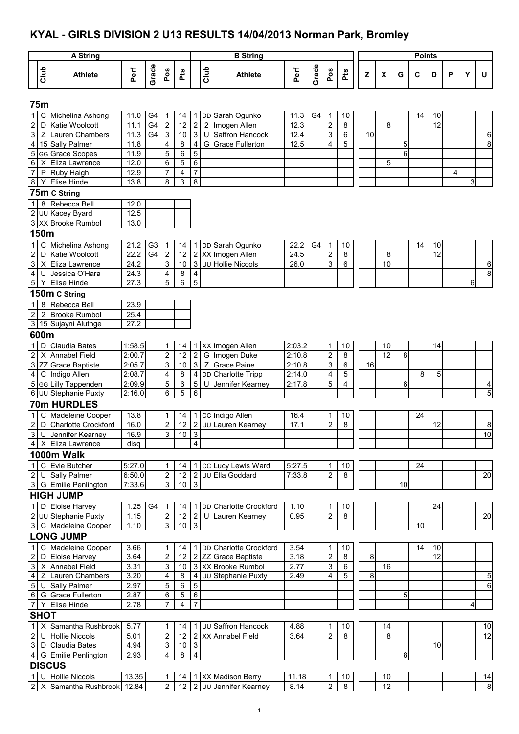# KYAL - GIRLS DIVISION 2 U13 RESULTS 14/04/2013 Norman Park, Bromley

| A String | | | | | | | B String | | | | | | | Points | | | | | | | |
|---|---|---|---|---|---|---|---|---|---|---|---|---|---|---|---|---|---|---|---|---|---|
| | Club | Athlete | Perf | Grade | Pos | Pts | | Club | Athlete | Perf | Grade | Pos | Pts | Z | X | G | C | D | P | Y | U |
| **75m** | | | | | | | | | | | | | | | | | | | | | |
| 1 | C | Michelina Ashong | 11.0 | G4 | 1 | 14 | 1 | DD | Sarah Ogunko | 11.3 | G4 | 1 | 10 | | | | 14 | 10 | | | |
| 2 | D | Katie Woolcott | 11.1 | G4 | 2 | 12 | 2 | 2 | Imogen Allen | 12.3 | | 2 | 8 | | 8 | | | 12 | | | |
| 3 | Z | Lauren Chambers | 11.3 | G4 | 3 | 10 | 3 | U | Saffron Hancock | 12.4 | | 3 | 6 | 10 | | | | | | | 6 |
| 4 | 15 | Sally Palmer | 11.8 | | 4 | 8 | 4 | G | Grace Fullerton | 12.5 | | 4 | 5 | | | 5 | | | | | 8 |
| 5 | GG | Grace Scopes | 11.9 | | 5 | 6 | 5 | | | | | | | | | 6 | | | | | |
| 6 | X | Eliza Lawrence | 12.0 | | 6 | 5 | 6 | | | | | | | | 5 | | | | | | |
| 7 | P | Ruby Haigh | 12.9 | | 7 | 4 | 7 | | | | | | | | | | | | 4 | | |
| 8 | Y | Elise Hinde | 13.8 | | 8 | 3 | 8 | | | | | | | | | | | | | 3 | |
| **75m C String** | | | | | | | | | | | | | | | | | | | | | |
| 1 | 8 | Rebecca Bell | 12.0 | | | | | | | | | | | | | | | | | | |
| 2 | UU | Kacey Byard | 12.5 | | | | | | | | | | | | | | | | | | |
| 3 | XX | Brooke Rumbol | 13.0 | | | | | | | | | | | | | | | | | | |
| **150m** | | | | | | | | | | | | | | | | | | | | | |
| 1 | C | Michelina Ashong | 21.2 | G3 | 1 | 14 | 1 | DD | Sarah Ogunko | 22.2 | G4 | 1 | 10 | | | | 14 | 10 | | | |
| 2 | D | Katie Woolcott | 22.2 | G4 | 2 | 12 | 2 | XX | Imogen Allen | 24.5 | | 2 | 8 | | 8 | | | 12 | | | |
| 3 | X | Eliza Lawrence | 24.2 | | 3 | 10 | 3 | UU | Hollie Niccols | 26.0 | | 3 | 6 | | 10 | | | | | | 6 |
| 4 | U | Jessica O'Hara | 24.3 | | 4 | 8 | 4 | | | | | | | | | | | | | | 8 |
| 5 | Y | Elise Hinde | 27.3 | | 5 | 6 | 5 | | | | | | | | | | | | | 6 | |
| **150m C String** | | | | | | | | | | | | | | | | | | | | | |
| 1 | 8 | Rebecca Bell | 23.9 | | | | | | | | | | | | | | | | | | |
| 2 | 2 | Brooke Rumbol | 25.4 | | | | | | | | | | | | | | | | | | |
| 3 | 15 | Sujayni Aluthge | 27.2 | | | | | | | | | | | | | | | | | | |
| **600m** | | | | | | | | | | | | | | | | | | | | | |
| 1 | D | Claudia Bates | 1:58.5 | | 1 | 14 | 1 | XX | Imogen Allen | 2:03.2 | | 1 | 10 | | 10 | | | 14 | | | |
| 2 | X | Annabel Field | 2:00.7 | | 2 | 12 | 2 | G | Imogen Duke | 2:10.8 | | 2 | 8 | | 12 | 8 | | | | | |
| 3 | ZZ | Grace Baptiste | 2:05.7 | | 3 | 10 | 3 | Z | Grace Paine | 2:10.8 | | 3 | 6 | 16 | | | | | | | |
| 4 | C | Indigo Allen | 2:08.7 | | 4 | 8 | 4 | DD | Charlotte Tripp | 2:14.0 | | 4 | 5 | | | | 8 | 5 | | | |
| 5 | GG | Lilly Tappenden | 2:09.9 | | 5 | 6 | 5 | U | Jennifer Kearney | 2:17.8 | | 5 | 4 | | | 6 | | | | | 4 |
| 6 | UU | Stephanie Puxty | 2:16.0 | | 6 | 5 | 6 | | | | | | | | | | | | | | 5 |
| **70m HURDLES** | | | | | | | | | | | | | | | | | | | | | |
| 1 | C | Madeleine Cooper | 13.8 | | 1 | 14 | 1 | CC | Indigo Allen | 16.4 | | 1 | 10 | | | | 24 | | | | |
| 2 | D | Charlotte Crockford | 16.0 | | 2 | 12 | 2 | UU | Lauren Kearney | 17.1 | | 2 | 8 | | | | | 12 | | | 8 |
| 3 | U | Jennifer Kearney | 16.9 | | 3 | 10 | 3 | | | | | | | | | | | | | | 10 |
| 4 | X | Eliza Lawrence | disq | | | | 4 | | | | | | | | | | | | | | |
| **1000m Walk** | | | | | | | | | | | | | | | | | | | | | |
| 1 | C | Evie Butcher | 5:27.0 | | 1 | 14 | 1 | CC | Lucy Lewis Ward | 5:27.5 | | 1 | 10 | | | | 24 | | | | |
| 2 | U | Sally Palmer | 6:50.0 | | 2 | 12 | 2 | UU | Ella Goddard | 7:33.8 | | 2 | 8 | | | | | | | | 20 |
| 3 | G | Emilie Penlington | 7:33.6 | | 3 | 10 | 3 | | | | | | | | | 10 | | | | | |
| **HIGH JUMP** | | | | | | | | | | | | | | | | | | | | | |
| 1 | D | Eloise Harvey | 1.25 | G4 | 1 | 14 | 1 | DD | Charlotte Crockford | 1.10 | | 1 | 10 | | | | | 24 | | | |
| 2 | UU | Stephanie Puxty | 1.15 | | 2 | 12 | 2 | U | Lauren Kearney | 0.95 | | 2 | 8 | | | | | | | | 20 |
| 3 | C | Madeleine Cooper | 1.10 | | 3 | 10 | 3 | | | | | | | | | | 10 | | | | |
| **LONG JUMP** | | | | | | | | | | | | | | | | | | | | | |
| 1 | C | Madeleine Cooper | 3.66 | | 1 | 14 | 1 | DD | Charlotte Crockford | 3.54 | | 1 | 10 | | | | 14 | 10 | | | |
| 2 | D | Eloise Harvey | 3.64 | | 2 | 12 | 2 | ZZ | Grace Baptiste | 3.18 | | 2 | 8 | 8 | | | | 12 | | | |
| 3 | X | Annabel Field | 3.31 | | 3 | 10 | 3 | XX | Brooke Rumbol | 2.77 | | 3 | 6 | | 16 | | | | | | |
| 4 | Z | Lauren Chambers | 3.20 | | 4 | 8 | 4 | UU | Stephanie Puxty | 2.49 | | 4 | 5 | 8 | | | | | | | 5 |
| 5 | U | Sally Palmer | 2.97 | | 5 | 6 | 5 | | | | | | | | | | | | | | 6 |
| 6 | G | Grace Fullerton | 2.87 | | 6 | 5 | 6 | | | | | | | | | 5 | | | | | |
| 7 | Y | Elise Hinde | 2.78 | | 7 | 4 | 7 | | | | | | | | | | | | | 4 | |
| **SHOT** | | | | | | | | | | | | | | | | | | | | | |
| 1 | X | Samantha Rushbrook | 5.77 | | 1 | 14 | 1 | UU | Saffron Hancock | 4.88 | | 1 | 10 | | 14 | | | | | | 10 |
| 2 | U | Hollie Niccols | 5.01 | | 2 | 12 | 2 | XX | Annabel Field | 3.64 | | 2 | 8 | | 8 | | | | | | 12 |
| 3 | D | Claudia Bates | 4.94 | | 3 | 10 | 3 | | | | | | | | | | | 10 | | | |
| 4 | G | Emilie Penlington | 2.93 | | 4 | 8 | 4 | | | | | | | | | 8 | | | | | |
| **DISCUS** | | | | | | | | | | | | | | | | | | | | | |
| 1 | U | Hollie Niccols | 13.35 | | 1 | 14 | 1 | XX | Madison Berry | 11.18 | | 1 | 10 | | 10 | | | | | | 14 |
| 2 | X | Samantha Rushbrook | 12.84 | | 2 | 12 | 2 | UU | Jennifer Kearney | 8.14 | | 2 | 8 | | 12 | | | | | | 8 |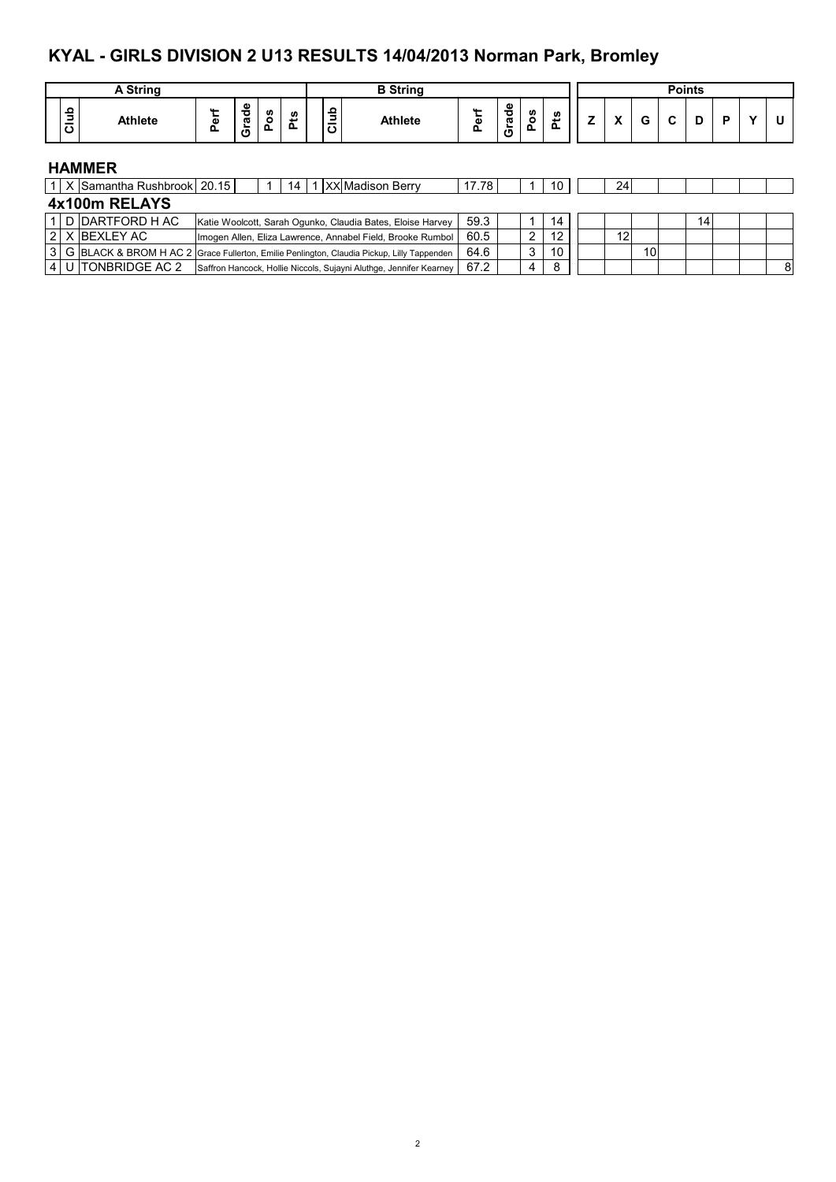# KYAL - GIRLS DIVISION 2 U13 RESULTS 14/04/2013 Norman Park, Bromley

| | A String | | | | | | | B String | | | | | | | Points | | | | | | | |
|---|---|---|---|---|---|---|---|---|---|---|---|---|---|---|---|---|---|---|---|---|---|---|
| | Club | Athlete | Perf | Grade | Pos | Pts | | Club | Athlete | Perf | Grade | Pos | Pts | Z | X | G | C | D | P | Y | U |
| **HAMMER** | | | | | | | | | | | | | | | | | | | | | |
| 1 | X | Samantha Rushbrook | 20.15 | | 1 | 14 | 1 | XX | Madison Berry | 17.78 | | 1 | 10 | | 24 | | | | | | |
| **4x100m RELAYS** | | | | | | | | | | | | | | | | | | | | | |
| 1 | D | DARTFORD H AC | Katie Woolcott, Sarah Ogunko, Claudia Bates, Eloise Harvey | | | | | | | 59.3 | | 1 | 14 | | | | | 14 | | | |
| 2 | X | BEXLEY AC | Imogen Allen, Eliza Lawrence, Annabel Field, Brooke Rumbol | | | | | | | 60.5 | | 2 | 12 | | 12 | | | | | | |
| 3 | G | BLACK & BROM H AC 2 | Grace Fullerton, Emilie Penlington, Claudia Pickup, Lilly Tappenden | | | | | | | 64.6 | | 3 | 10 | | | 10 | | | | | |
| 4 | U | TONBRIDGE AC 2 | Saffron Hancock, Hollie Niccols, Sujayni Aluthge, Jennifer Kearney | | | | | | | 67.2 | | 4 | 8 | | | | | | | | 8 |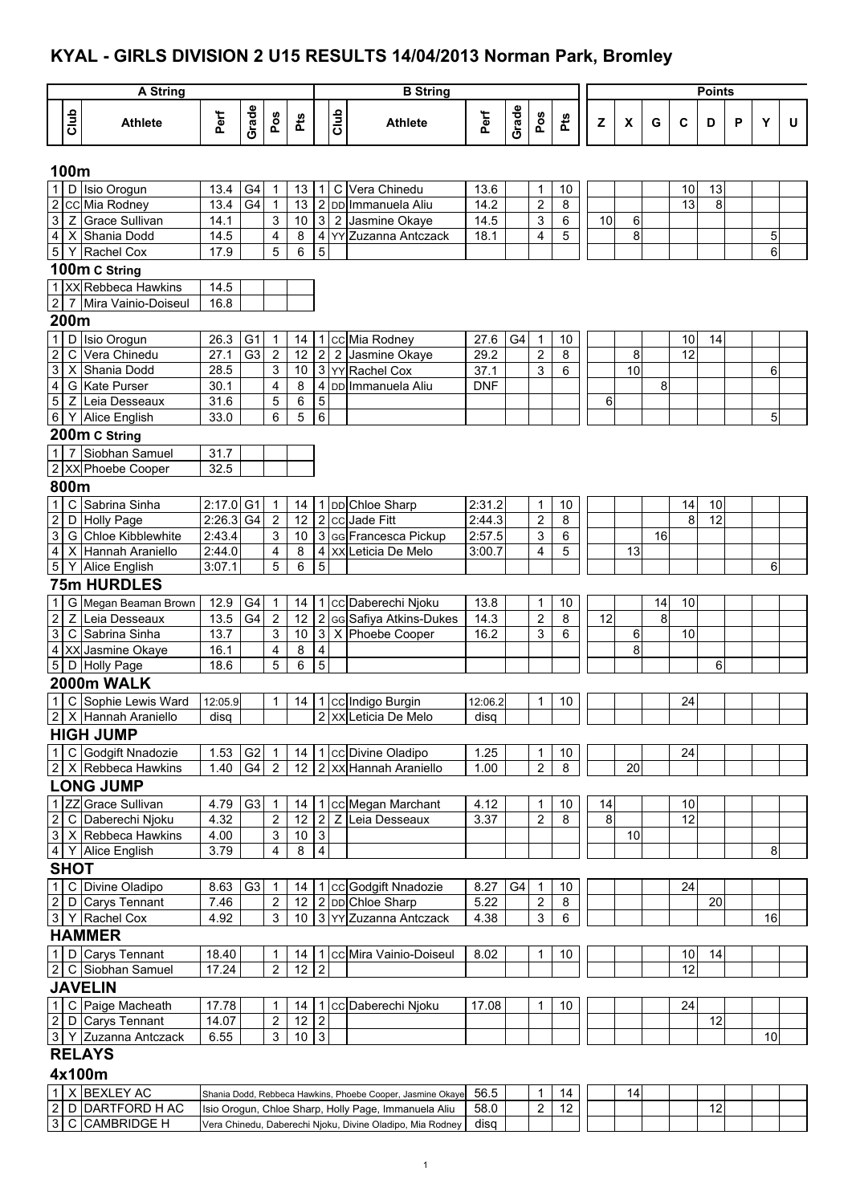# KYAL - GIRLS DIVISION 2 U15 RESULTS 14/04/2013 Norman Park, Bromley

| A String | | | | | | | B String | | | | | | | Points | | | | | | | |
|---|---|---|---|---|---|---|---|---|---|---|---|---|---|---|---|---|---|---|---|---|---|
| | Club | Athlete | Perf | Grade | Pos | Pts | | Club | Athlete | Perf | Grade | Pos | Pts | Z | X | G | C | D | P | Y | U |
| **100m** | | | | | | | | | | | | | | | | | | | | | |
| 1 | D | Isio Orogun | 13.4 | G4 | 1 | 13 | 1 | C | Vera Chinedu | 13.6 | | 1 | 10 | | | | 10 | 13 | | | |
| 2 | CC | Mia Rodney | 13.4 | G4 | 1 | 13 | 2 | DD | Immanuela Aliu | 14.2 | | 2 | 8 | | | | 13 | 8 | | | |
| 3 | Z | Grace Sullivan | 14.1 | | 3 | 10 | 3 | 2 | Jasmine Okaye | 14.5 | | 3 | 6 | 10 | 6 | | | | | | |
| 4 | X | Shania Dodd | 14.5 | | 4 | 8 | 4 | YY | Zuzanna Antczack | 18.1 | | 4 | 5 | | 8 | | | | | 5 | |
| 5 | Y | Rachel Cox | 17.9 | | 5 | 6 | 5 | | | | | | | | | | | | | 6 | |
| **100m C String** | | | | | | | | | | | | | | | | | | | | | |
| 1 | XX | Rebbeca Hawkins | 14.5 | | | | | | | | | | | | | | | | | | |
| 2 | 7 | Mira Vainio-Doiseul | 16.8 | | | | | | | | | | | | | | | | | | |
| **200m** | | | | | | | | | | | | | | | | | | | | | |
| 1 | D | Isio Orogun | 26.3 | G1 | 1 | 14 | 1 | CC | Mia Rodney | 27.6 | G4 | 1 | 10 | | | | 10 | 14 | | | |
| 2 | C | Vera Chinedu | 27.1 | G3 | 2 | 12 | 2 | 2 | Jasmine Okaye | 29.2 | | 2 | 8 | | 8 | | 12 | | | | |
| 3 | X | Shania Dodd | 28.5 | | 3 | 10 | 3 | YY | Rachel Cox | 37.1 | | 3 | 6 | | 10 | | | | | 6 | |
| 4 | G | Kate Purser | 30.1 | | 4 | 8 | 4 | DD | Immanuela Aliu | DNF | | | | | | 8 | | | | | |
| 5 | Z | Leia Desseaux | 31.6 | | 5 | 6 | 5 | | | | | | | 6 | | | | | | | |
| 6 | Y | Alice English | 33.0 | | 6 | 5 | 6 | | | | | | | | | | | | | 5 | |
| **200m C String** | | | | | | | | | | | | | | | | | | | | | |
| 1 | 7 | Siobhan Samuel | 31.7 | | | | | | | | | | | | | | | | | | |
| 2 | XX | Phoebe Cooper | 32.5 | | | | | | | | | | | | | | | | | | |
| **800m** | | | | | | | | | | | | | | | | | | | | | |
| 1 | C | Sabrina Sinha | 2:17.0 | G1 | 1 | 14 | 1 | DD | Chloe Sharp | 2:31.2 | | 1 | 10 | | | | 14 | 10 | | | |
| 2 | D | Holly Page | 2:26.3 | G4 | 2 | 12 | 2 | CC | Jade Fitt | 2:44.3 | | 2 | 8 | | | | 8 | 12 | | | |
| 3 | G | Chloe Kibblewhite | 2:43.4 | | 3 | 10 | 3 | GG | Francesca Pickup | 2:57.5 | | 3 | 6 | | | 16 | | | | | |
| 4 | X | Hannah Araniello | 2:44.0 | | 4 | 8 | 4 | XX | Leticia De Melo | 3:00.7 | | 4 | 5 | | 13 | | | | | | |
| 5 | Y | Alice English | 3:07.1 | | 5 | 6 | 5 | | | | | | | | | | | | | 6 | |
| **75m HURDLES** | | | | | | | | | | | | | | | | | | | | | |
| 1 | G | Megan Beaman Brown | 12.9 | G4 | 1 | 14 | 1 | CC | Daberechi Njoku | 13.8 | | 1 | 10 | | | 14 | 10 | | | | |
| 2 | Z | Leia Desseaux | 13.5 | G4 | 2 | 12 | 2 | GG | Safiya Atkins-Dukes | 14.3 | | 2 | 8 | 12 | | 8 | | | | | |
| 3 | C | Sabrina Sinha | 13.7 | | 3 | 10 | 3 | X | Phoebe Cooper | 16.2 | | 3 | 6 | | 6 | | 10 | | | | |
| 4 | XX | Jasmine Okaye | 16.1 | | 4 | 8 | 4 | | | | | | | | 8 | | | | | | |
| 5 | D | Holly Page | 18.6 | | 5 | 6 | 5 | | | | | | | | | | | 6 | | | |
| **2000m WALK** | | | | | | | | | | | | | | | | | | | | | |
| 1 | C | Sophie Lewis Ward | 12:05.9 | | 1 | 14 | 1 | CC | Indigo Burgin | 12:06.2 | | 1 | 10 | | | | 24 | | | | |
| 2 | X | Hannah Araniello | disq | | | | 2 | XX | Leticia De Melo | disq | | | | | | | | | | | |
| **HIGH JUMP** | | | | | | | | | | | | | | | | | | | | | |
| 1 | C | Godgift Nnadozie | 1.53 | G2 | 1 | 14 | 1 | CC | Divine Oladipo | 1.25 | | 1 | 10 | | | | 24 | | | | |
| 2 | X | Rebbeca Hawkins | 1.40 | G4 | 2 | 12 | 2 | XX | Hannah Araniello | 1.00 | | 2 | 8 | | 20 | | | | | | |
| **LONG JUMP** | | | | | | | | | | | | | | | | | | | | | |
| 1 | ZZ | Grace Sullivan | 4.79 | G3 | 1 | 14 | 1 | CC | Megan Marchant | 4.12 | | 1 | 10 | 14 | | | 10 | | | | |
| 2 | C | Daberechi Njoku | 4.32 | | 2 | 12 | 2 | Z | Leia Desseaux | 3.37 | | 2 | 8 | 8 | | | 12 | | | | |
| 3 | X | Rebbeca Hawkins | 4.00 | | 3 | 10 | 3 | | | | | | | | 10 | | | | | | |
| 4 | Y | Alice English | 3.79 | | 4 | 8 | 4 | | | | | | | | | | | | | 8 | |
| **SHOT** | | | | | | | | | | | | | | | | | | | | | |
| 1 | C | Divine Oladipo | 8.63 | G3 | 1 | 14 | 1 | CC | Godgift Nnadozie | 8.27 | G4 | 1 | 10 | | | | 24 | | | | |
| 2 | D | Carys Tennant | 7.46 | | 2 | 12 | 2 | DD | Chloe Sharp | 5.22 | | 2 | 8 | | | | | 20 | | | |
| 3 | Y | Rachel Cox | 4.92 | | 3 | 10 | 3 | YY | Zuzanna Antczack | 4.38 | | 3 | 6 | | | | | | | 16 | |
| **HAMMER** | | | | | | | | | | | | | | | | | | | | | |
| 1 | D | Carys Tennant | 18.40 | | 1 | 14 | 1 | CC | Mira Vainio-Doiseul | 8.02 | | 1 | 10 | | | | 10 | 14 | | | |
| 2 | C | Siobhan Samuel | 17.24 | | 2 | 12 | 2 | | | | | | | | | | 12 | | | | |
| **JAVELIN** | | | | | | | | | | | | | | | | | | | | | |
| 1 | C | Paige Macheath | 17.78 | | 1 | 14 | 1 | CC | Daberechi Njoku | 17.08 | | 1 | 10 | | | | 24 | | | | |
| 2 | D | Carys Tennant | 14.07 | | 2 | 12 | 2 | | | | | | | | | | | 12 | | | |
| 3 | Y | Zuzanna Antczack | 6.55 | | 3 | 10 | 3 | | | | | | | | | | | | | 10 | |
| **RELAYS** | | | | | | | | | | | | | | | | | | | | | |
| **4x100m** | | | | | | | | | | | | | | | | | | | | | |
| 1 | X | BEXLEY AC | Shania Dodd, Rebbeca Hawkins, Phoebe Cooper, Jasmine Okaye | | | | | | | 56.5 | | 1 | 14 | | 14 | | | | | | |
| 2 | D | DARTFORD H AC | Isio Orogun, Chloe Sharp, Holly Page, Immanuela Aliu | | | | | | | 58.0 | | 2 | 12 | | | | | 12 | | | |
| 3 | C | CAMBRIDGE H | Vera Chinedu, Daberechi Njoku, Divine Oladipo, Mia Rodney | | | | | | | disq | | | | | | | | | | | |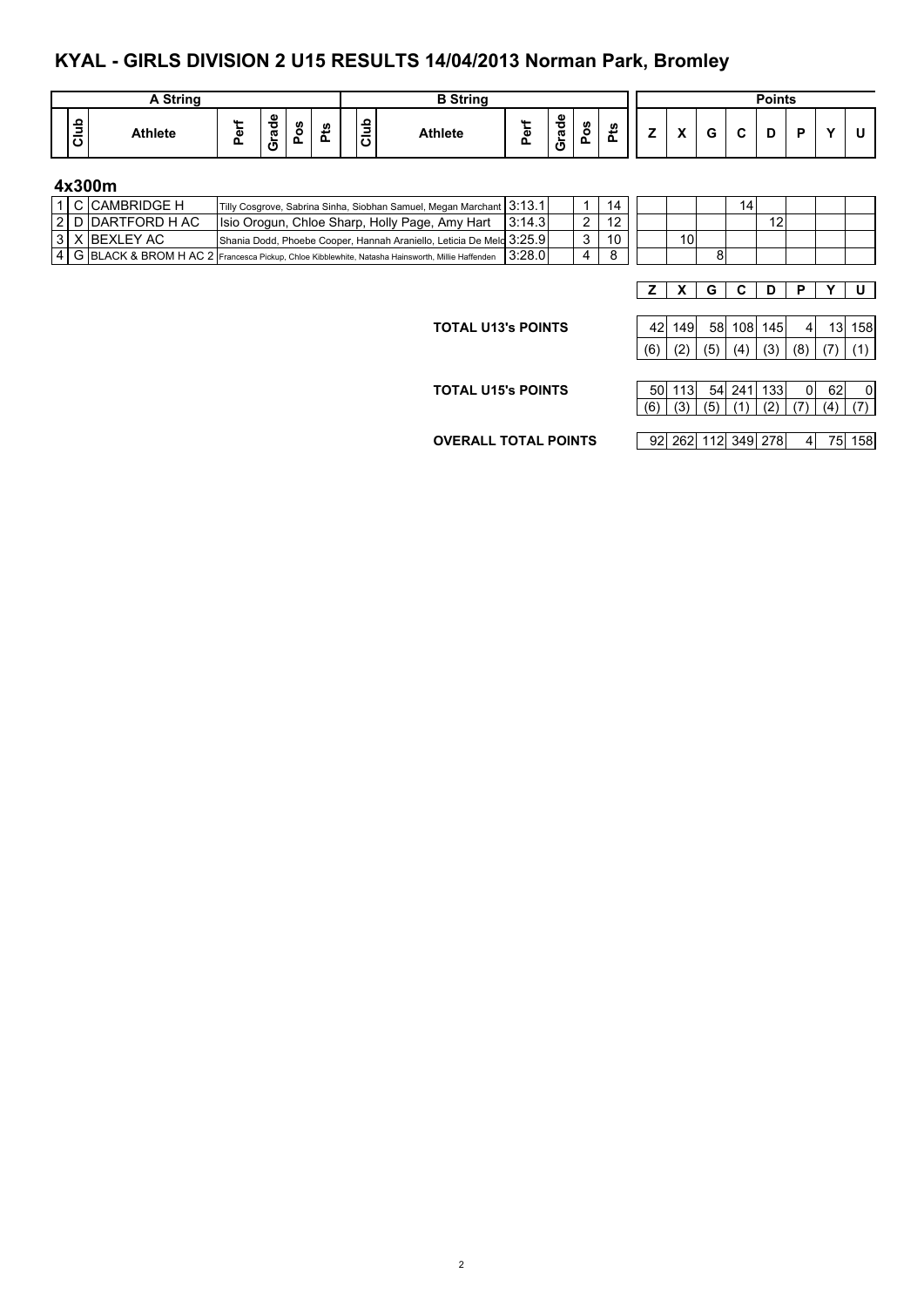## KYAL - GIRLS DIVISION 2 U15 RESULTS 14/04/2013 Norman Park, Bromley

| | A String | | | | | | | B String | | | | | Points | | | | | | | |
|---|---|---|---|---|---|---|---|---|---|---|---|---|---|---|---|---|---|---|---|---|
| | Club | Athlete | Perf | Grade | Pos | Pts | Club | Athlete | Perf | Grade | Pos | Pts | Z | X | G | C | D | P | Y | U |

### 4x300m

| | Club | Team | Athletes | Perf | Grade | Pos | Pts | Z | X | G | C | D | P | Y | U |
|---|---|---|---|---|---|---|---|---|---|---|---|---|---|---|---|
| 1 | C | CAMBRIDGE H | Tilly Cosgrove, Sabrina Sinha, Siobhan Samuel, Megan Marchant | 3:13.1 | | 1 | 14 | | | | 14 | | | | |
| 2 | D | DARTFORD H AC | Isio Orogun, Chloe Sharp, Holly Page, Amy Hart | 3:14.3 | | 2 | 12 | | | | | 12 | | | |
| 3 | X | BEXLEY AC | Shania Dodd, Phoebe Cooper, Hannah Araniello, Leticia De Melo | 3:25.9 | | 3 | 10 | | 10 | | | | | | |
| 4 | G | BLACK & BROM H AC 2 | Francesca Pickup, Chloe Kibblewhite, Natasha Hainsworth, Millie Haffenden | 3:28.0 | | 4 | 8 | | | 8 | | | | | |

| | Z | X | G | C | D | P | Y | U |
|---|---|---|---|---|---|---|---|---|
| **TOTAL U13's POINTS** | 42 | 149 | 58 | 108 | 145 | 4 | 13 | 158 |
| | (6) | (2) | (5) | (4) | (3) | (8) | (7) | (1) |
| **TOTAL U15's POINTS** | 50 | 113 | 54 | 241 | 133 | 0 | 62 | 0 |
| | (6) | (3) | (5) | (1) | (2) | (7) | (4) | (7) |
| **OVERALL TOTAL POINTS** | 92 | 262 | 112 | 349 | 278 | 4 | 75 | 158 |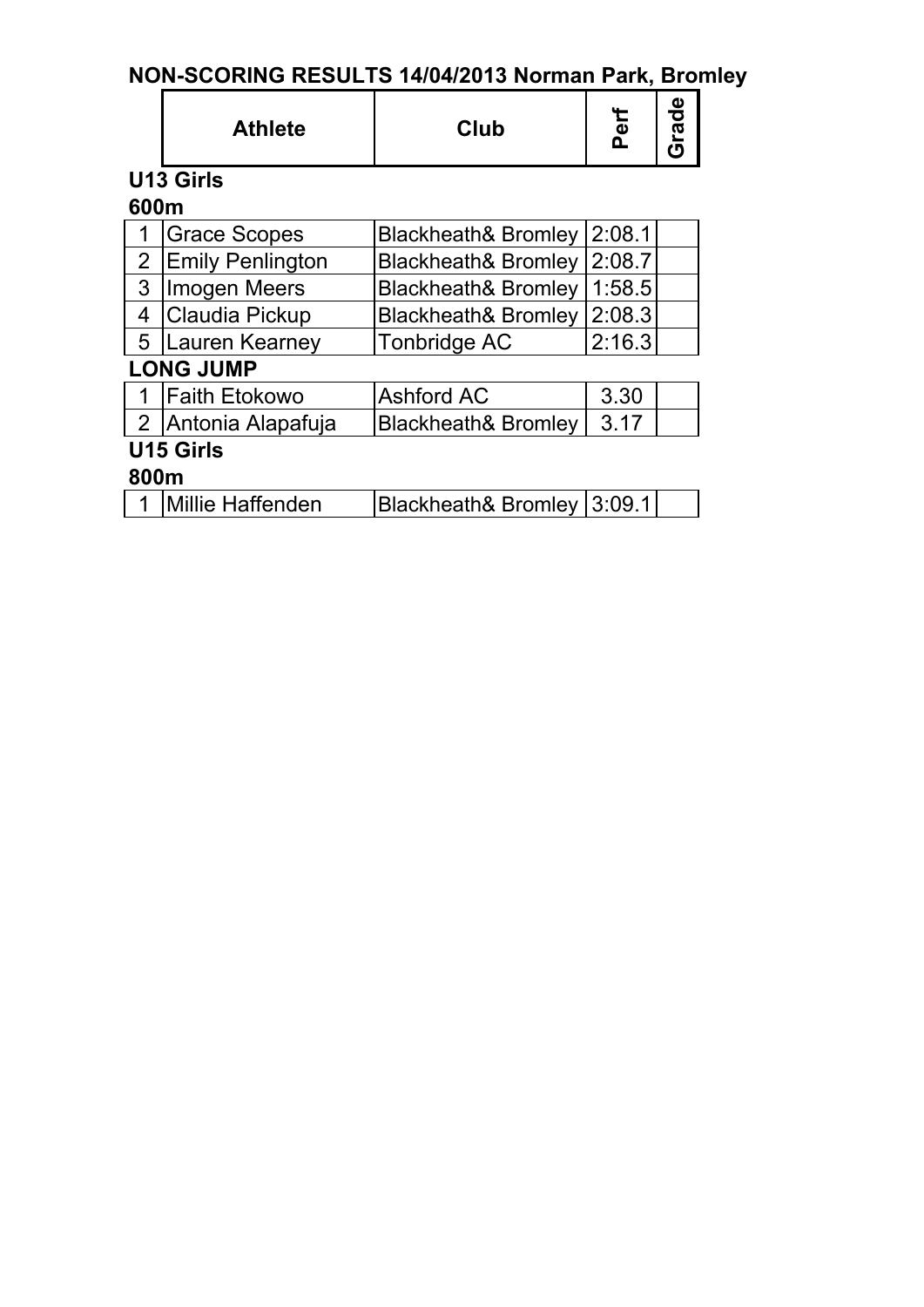# NON-SCORING RESULTS 14/04/2013 Norman Park, Bromley

| | Athlete | Club | Perf | Grade |
|---|---|---|---|---|
| **U13 Girls** | | | | |
| **600m** | | | | |
| 1 | Grace Scopes | Blackheath& Bromley | 2:08.1 | |
| 2 | Emily Penlington | Blackheath& Bromley | 2:08.7 | |
| 3 | Imogen Meers | Blackheath& Bromley | 1:58.5 | |
| 4 | Claudia Pickup | Blackheath& Bromley | 2:08.3 | |
| 5 | Lauren Kearney | Tonbridge AC | 2:16.3 | |
| **LONG JUMP** | | | | |
| 1 | Faith Etokowo | Ashford AC | 3.30 | |
| 2 | Antonia Alapafuja | Blackheath& Bromley | 3.17 | |
| **U15 Girls** | | | | |
| **800m** | | | | |
| 1 | Millie Haffenden | Blackheath& Bromley | 3:09.1 | |